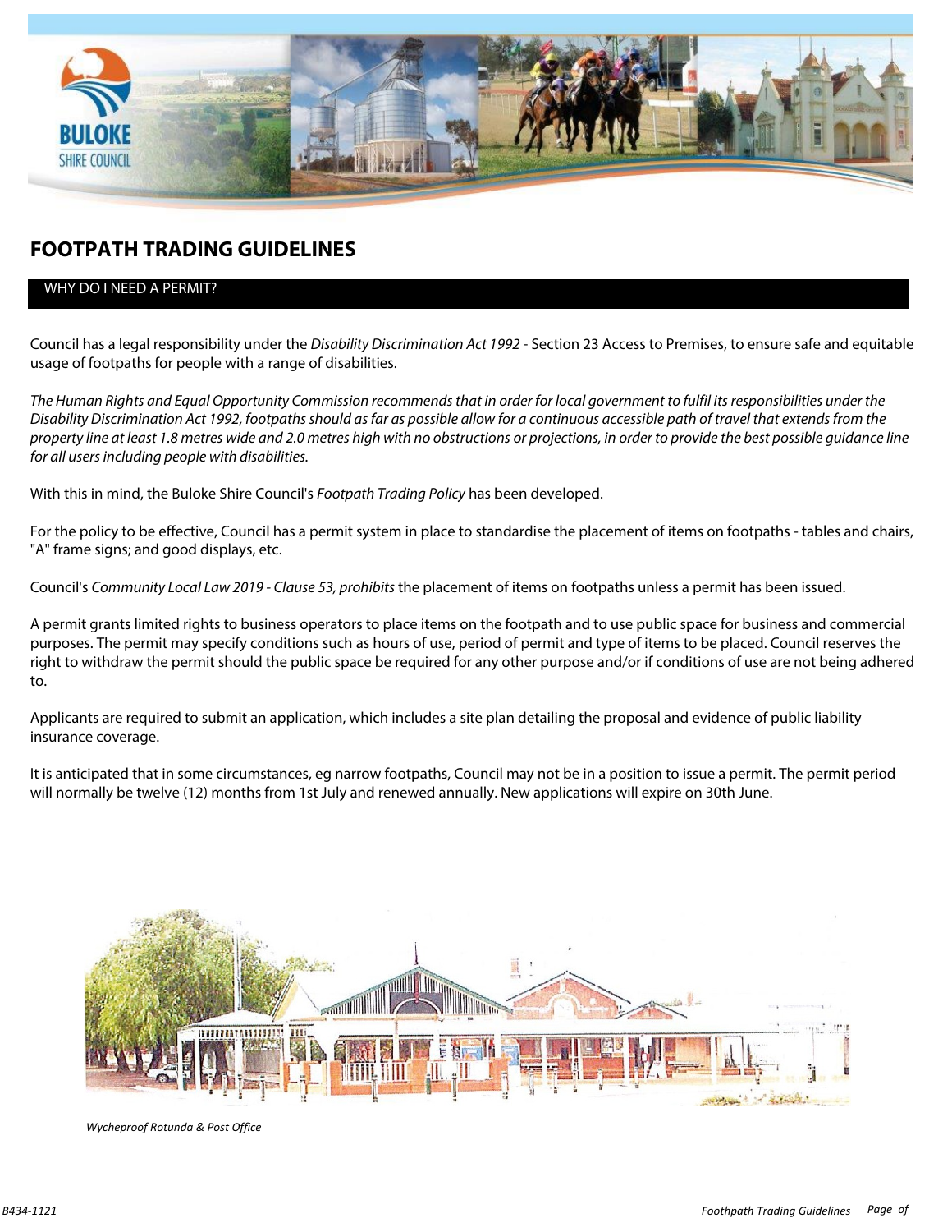# FOOTPATH TRADING GUIDELINES

## WHY DO I NEED A PERMIT?

Council has a legal responsibility under the *Disability Discrimination Act 1992* - Section 23 Access to Premises, to ensure safe and equitable usage of footpaths for people with a range of disabilities.

*The Human Rights and Equal Opportunity Commission recommends that in order for local government to fulfil its responsibilities under the Disability Discrimination Act 1992, footpaths should as far as possible allow for a continuous accessible path of travel that extends from the property line at least 1.8 metres wide and 2.0 metres high with no obstructions or projections, in order to provide the best possible guidance line for all users including people with disabilities.*

With this in mind, the Buloke Shire Council's *Footpath Trading Policy* has been developed.

For the policy to be effective, Council has a permit system in place to standardise the placement of items on footpaths - tables and chairs, "A" frame signs; and good displays, etc.

Council's *Community Local Law 2019 - Clause 53, prohibits* the placement of items on footpaths unless a permit has been issued.

A permit grants limited rights to business operators to place items on the footpath and to use public space for business and commercial purposes. The permit may specify conditions such as hours of use, period of permit and type of items to be placed. Council reserves the right to withdraw the permit should the public space be required for any other purpose and/or if conditions of use are not being adhered to.

Applicants are required to submit an application, which includes a site plan detailing the proposal and evidence of public liability insurance coverage.

It is anticipated that in some circumstances, eg narrow footpaths, Council may not be in a position to issue a permit. The permit period will normally be twelve (12) months from 1st July and renewed annually. New applications will expire on 30th June.

*Wycheproof Rotunda & Post Office*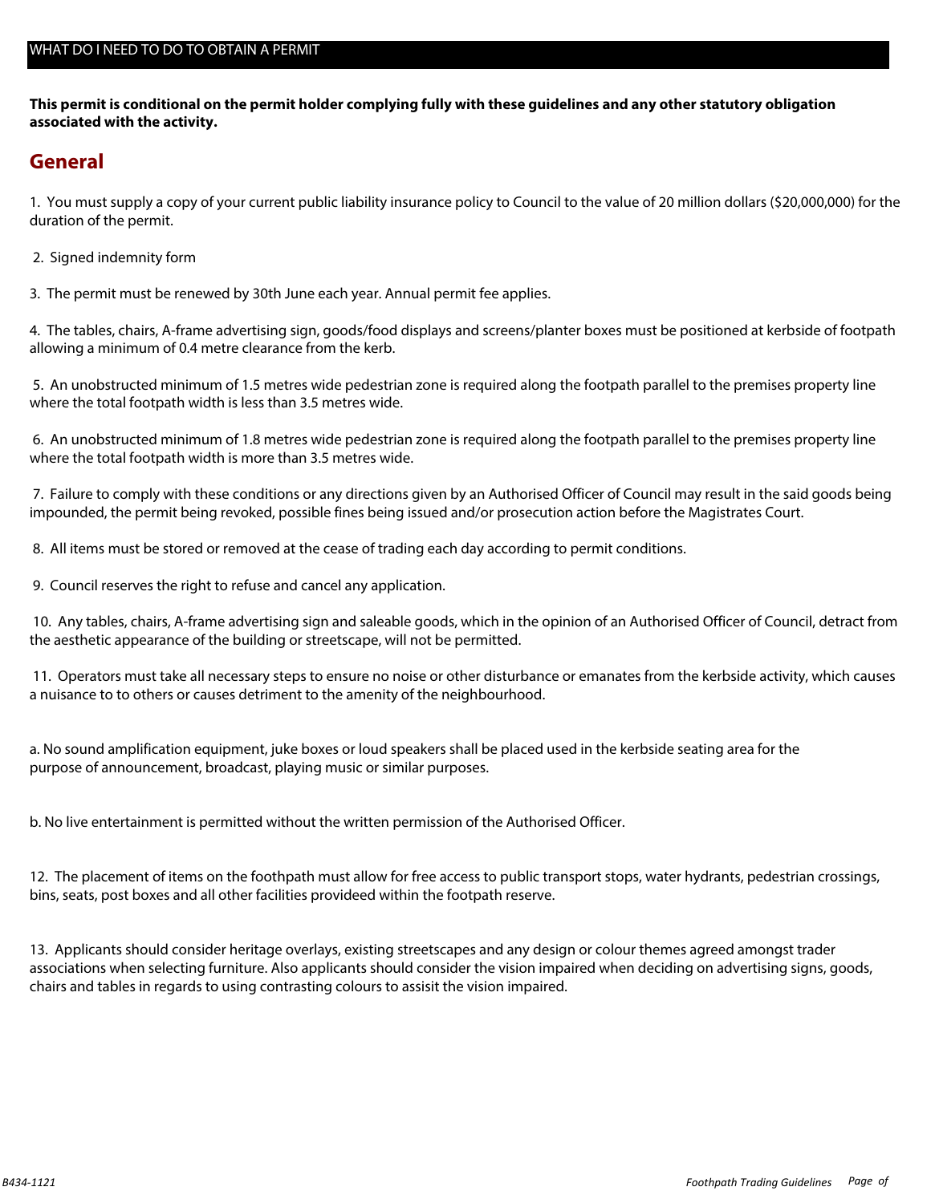## WHAT DO I NEED TO DO TO OBTAIN A PERMIT

**This permit is conditional on the permit holder complying fully with these guidelines and any other statutory obligation associated with the activity.**

## General

1. You must supply a copy of your current public liability insurance policy to Council to the value of 20 million dollars ($20,000,000) for the duration of the permit.

2. Signed indemnity form

3. The permit must be renewed by 30th June each year. Annual permit fee applies.

4. The tables, chairs, A-frame advertising sign, goods/food displays and screens/planter boxes must be positioned at kerbside of footpath allowing a minimum of 0.4 metre clearance from the kerb.

5. An unobstructed minimum of 1.5 metres wide pedestrian zone is required along the footpath parallel to the premises property line where the total footpath width is less than 3.5 metres wide.

6. An unobstructed minimum of 1.8 metres wide pedestrian zone is required along the footpath parallel to the premises property line where the total footpath width is more than 3.5 metres wide.

7. Failure to comply with these conditions or any directions given by an Authorised Officer of Council may result in the said goods being impounded, the permit being revoked, possible fines being issued and/or prosecution action before the Magistrates Court.

8. All items must be stored or removed at the cease of trading each day according to permit conditions.

9. Council reserves the right to refuse and cancel any application.

10. Any tables, chairs, A-frame advertising sign and saleable goods, which in the opinion of an Authorised Officer of Council, detract from the aesthetic appearance of the building or streetscape, will not be permitted.

11. Operators must take all necessary steps to ensure no noise or other disturbance or emanates from the kerbside activity, which causes a nuisance to to others or causes detriment to the amenity of the neighbourhood.

a. No sound amplification equipment, juke boxes or loud speakers shall be placed used in the kerbside seating area for the purpose of announcement, broadcast, playing music or similar purposes.

b. No live entertainment is permitted without the written permission of the Authorised Officer.

12. The placement of items on the foothpath must allow for free access to public transport stops, water hydrants, pedestrian crossings, bins, seats, post boxes and all other facilities provideed within the footpath reserve.

13. Applicants should consider heritage overlays, existing streetscapes and any design or colour themes agreed amongst trader associations when selecting furniture. Also applicants should consider the vision impaired when deciding on advertising signs, goods, chairs and tables in regards to using contrasting colours to assisit the vision impaired.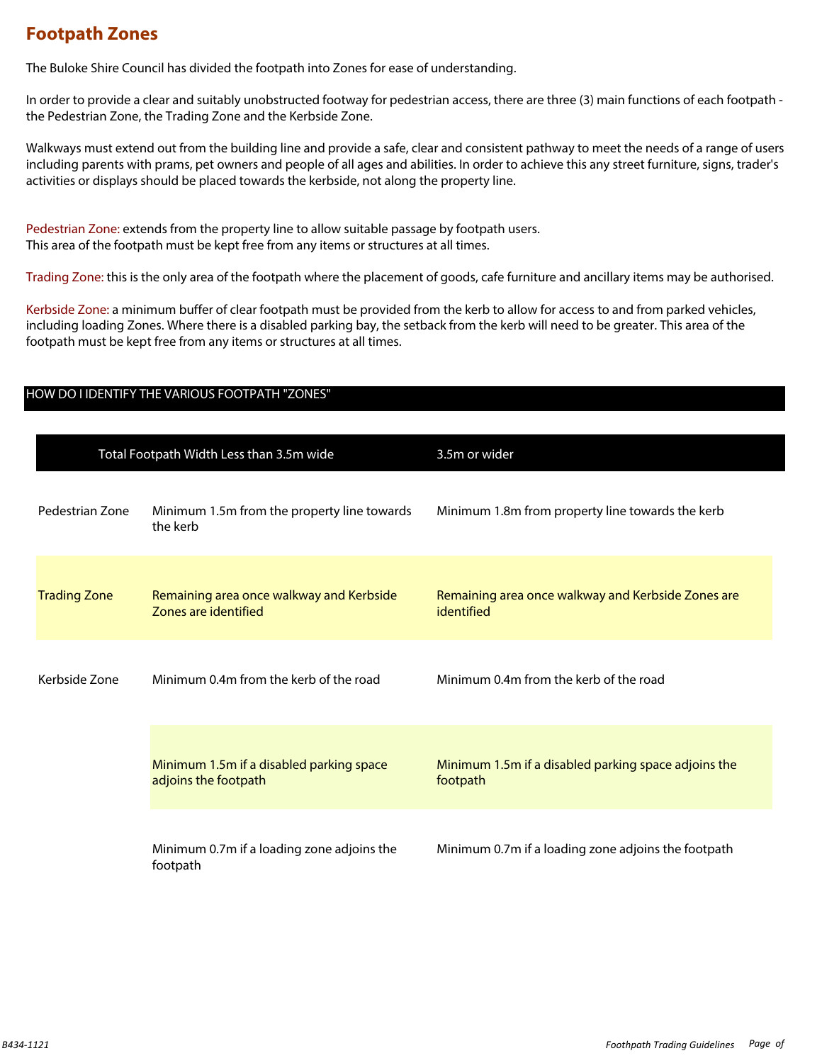## Footpath Zones

The Buloke Shire Council has divided the footpath into Zones for ease of understanding.

In order to provide a clear and suitably unobstructed footway for pedestrian access, there are three (3) main functions of each footpath - the Pedestrian Zone, the Trading Zone and the Kerbside Zone.

Walkways must extend out from the building line and provide a safe, clear and consistent pathway to meet the needs of a range of users including parents with prams, pet owners and people of all ages and abilities. In order to achieve this any street furniture, signs, trader's activities or displays should be placed towards the kerbside, not along the property line.

Pedestrian Zone: extends from the property line to allow suitable passage by footpath users.
This area of the footpath must be kept free from any items or structures at all times.

Trading Zone: this is the only area of the footpath where the placement of goods, cafe furniture and ancillary items may be authorised.

Kerbside Zone: a minimum buffer of clear footpath must be provided from the kerb to allow for access to and from parked vehicles, including loading Zones. Where there is a disabled parking bay, the setback from the kerb will need to be greater. This area of the footpath must be kept free from any items or structures at all times.

### HOW DO I IDENTIFY THE VARIOUS FOOTPATH "ZONES"

| | Total Footpath Width Less than 3.5m wide | 3.5m or wider |
|---|---|---|
| Pedestrian Zone | Minimum 1.5m from the property line towards the kerb | Minimum 1.8m from property line towards the kerb |
| Trading Zone | Remaining area once walkway and Kerbside Zones are identified | Remaining area once walkway and Kerbside Zones are identified |
| Kerbside Zone | Minimum 0.4m from the kerb of the road | Minimum 0.4m from the kerb of the road |
| | Minimum 1.5m if a disabled parking space adjoins the footpath | Minimum 1.5m if a disabled parking space adjoins the footpath |
| | Minimum 0.7m if a loading zone adjoins the footpath | Minimum 0.7m if a loading zone adjoins the footpath |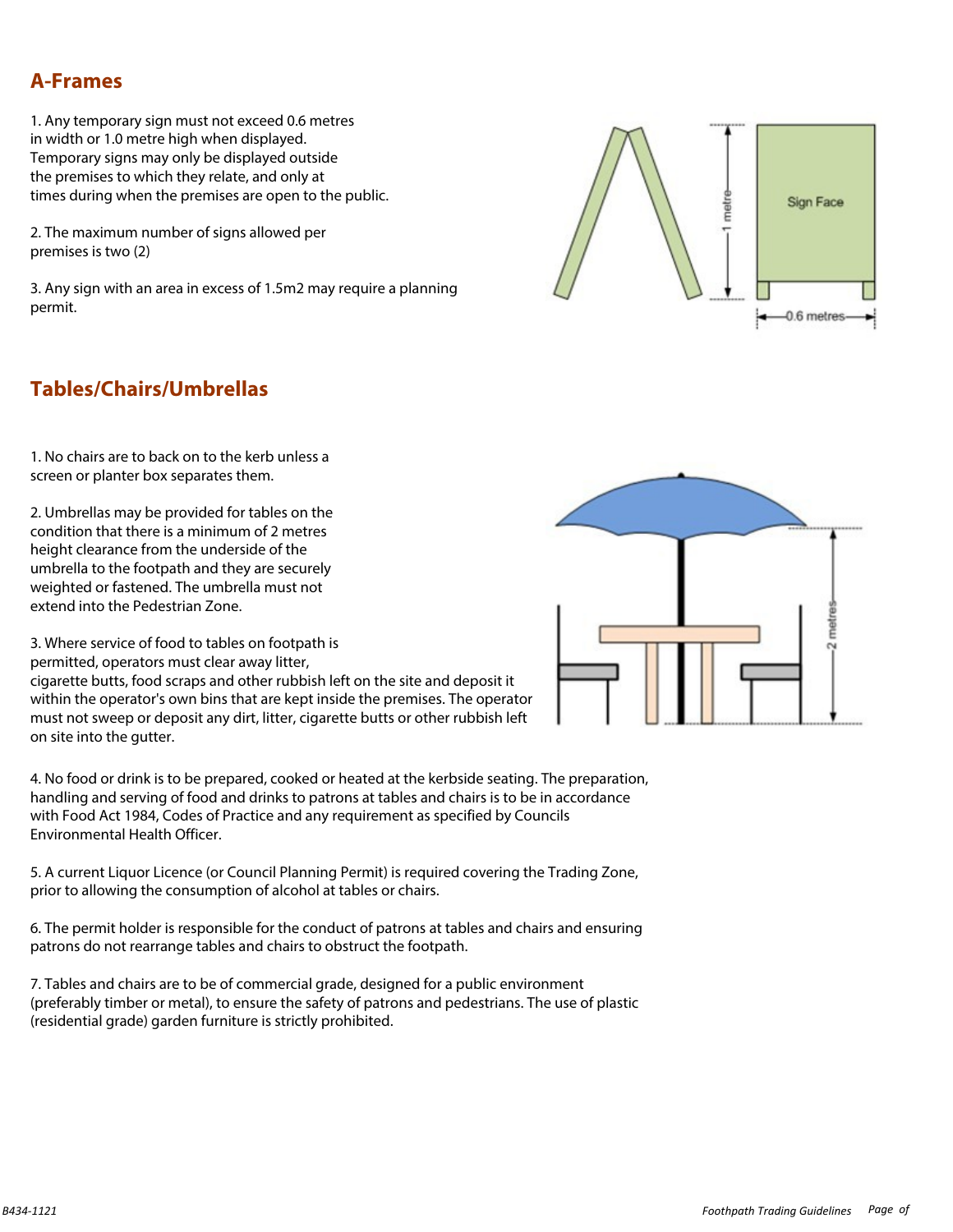## A-Frames

1. Any temporary sign must not exceed 0.6 metres in width or 1.0 metre high when displayed. Temporary signs may only be displayed outside the premises to which they relate, and only at times during when the premises are open to the public.

2. The maximum number of signs allowed per premises is two (2)

3. Any sign with an area in excess of 1.5m2 may require a planning permit.

## Tables/Chairs/Umbrellas

1. No chairs are to back on to the kerb unless a screen or planter box separates them.

2. Umbrellas may be provided for tables on the condition that there is a minimum of 2 metres height clearance from the underside of the umbrella to the footpath and they are securely weighted or fastened. The umbrella must not extend into the Pedestrian Zone.

3. Where service of food to tables on footpath is permitted, operators must clear away litter, cigarette butts, food scraps and other rubbish left on the site and deposit it within the operator's own bins that are kept inside the premises. The operator must not sweep or deposit any dirt, litter, cigarette butts or other rubbish left on site into the gutter.

4. No food or drink is to be prepared, cooked or heated at the kerbside seating. The preparation, handling and serving of food and drinks to patrons at tables and chairs is to be in accordance with Food Act 1984, Codes of Practice and any requirement as specified by Councils Environmental Health Officer.

5. A current Liquor Licence (or Council Planning Permit) is required covering the Trading Zone, prior to allowing the consumption of alcohol at tables or chairs.

6. The permit holder is responsible for the conduct of patrons at tables and chairs and ensuring patrons do not rearrange tables and chairs to obstruct the footpath.

7. Tables and chairs are to be of commercial grade, designed for a public environment (preferably timber or metal), to ensure the safety of patrons and pedestrians. The use of plastic (residential grade) garden furniture is strictly prohibited.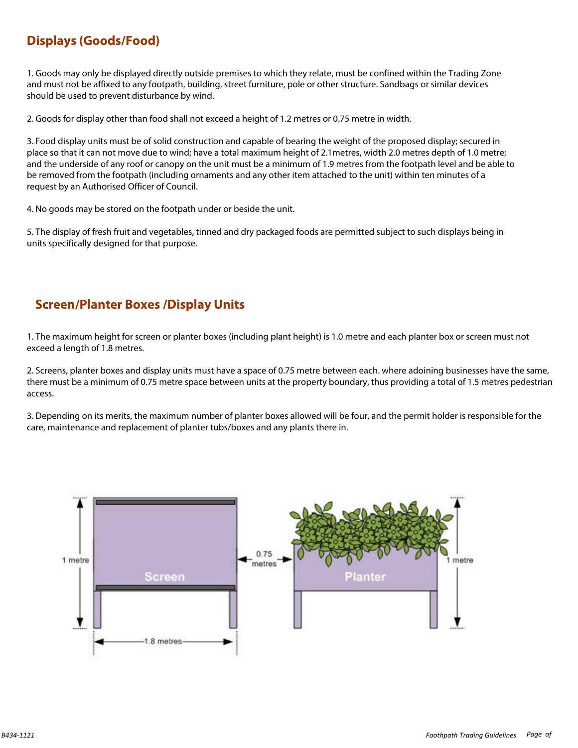## Displays (Goods/Food)

1. Goods may only be displayed directly outside premises to which they relate, must be confined within the Trading Zone and must not be affixed to any footpath, building, street furniture, pole or other structure. Sandbags or similar devices should be used to prevent disturbance by wind.

2. Goods for display other than food shall not exceed a height of 1.2 metres or 0.75 metre in width.

3. Food display units must be of solid construction and capable of bearing the weight of the proposed display; secured in place so that it can not move due to wind; have a total maximum height of 2.1metres, width 2.0 metres depth of 1.0 metre; and the underside of any roof or canopy on the unit must be a minimum of 1.9 metres from the footpath level and be able to be removed from the footpath (including ornaments and any other item attached to the unit) within ten minutes of a request by an Authorised Officer of Council.

4. No goods may be stored on the footpath under or beside the unit.

5. The display of fresh fruit and vegetables, tinned and dry packaged foods are permitted subject to such displays being in units specifically designed for that purpose.

## Screen/Planter Boxes /Display Units

1. The maximum height for screen or planter boxes (including plant height) is 1.0 metre and each planter box or screen must not exceed a length of 1.8 metres.

2. Screens, planter boxes and display units must have a space of 0.75 metre between each. where adoining businesses have the same, there must be a minimum of 0.75 metre space between units at the property boundary, thus providing a total of 1.5 metres pedestrian access.

3. Depending on its merits, the maximum number of planter boxes allowed will be four, and the permit holder is responsible for the care, maintenance and replacement of planter tubs/boxes and any plants there in.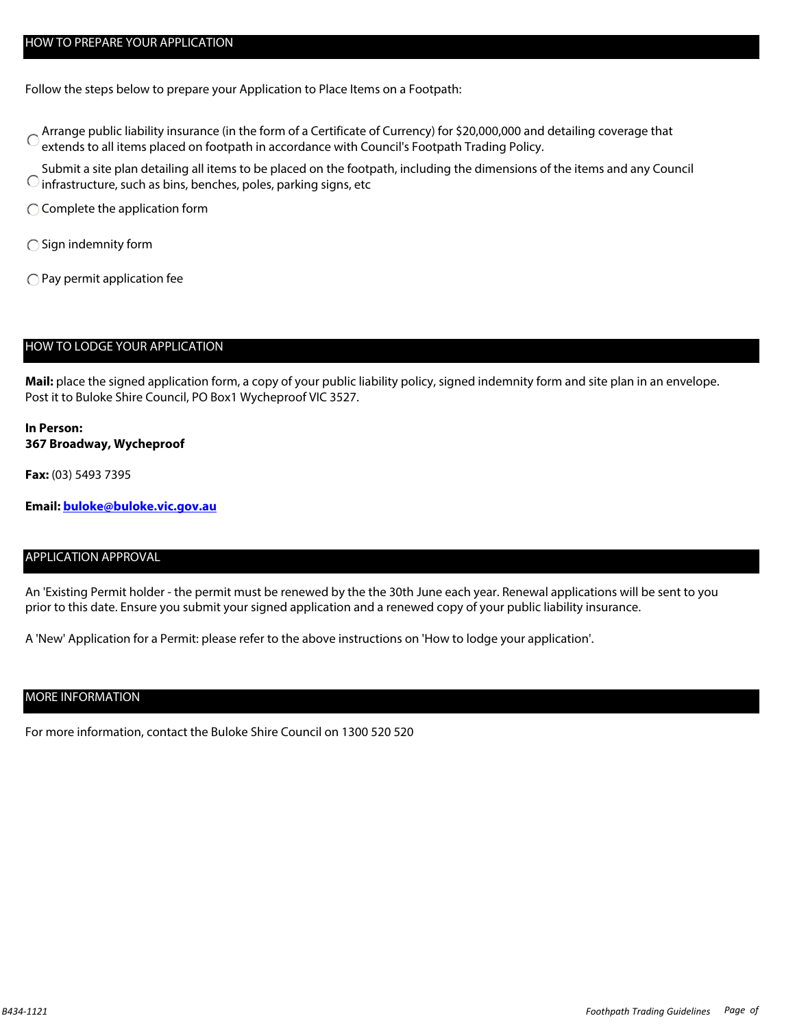## HOW TO PREPARE YOUR APPLICATION

Follow the steps below to prepare your Application to Place Items on a Footpath:

- Arrange public liability insurance (in the form of a Certificate of Currency) for $20,000,000 and detailing coverage that extends to all items placed on footpath in accordance with Council's Footpath Trading Policy.
- Submit a site plan detailing all items to be placed on the footpath, including the dimensions of the items and any Council infrastructure, such as bins, benches, poles, parking signs, etc
- Complete the application form
- Sign indemnity form
- Pay permit application fee

## HOW TO LODGE YOUR APPLICATION

**Mail:** place the signed application form, a copy of your public liability policy, signed indemnity form and site plan in an envelope. Post it to Buloke Shire Council, PO Box1 Wycheproof VIC 3527.

**In Person:**
**367 Broadway, Wycheproof**

**Fax:** (03) 5493 7395

**Email:** **buloke@buloke.vic.gov.au**

## APPLICATION APPROVAL

An 'Existing Permit holder - the permit must be renewed by the the 30th June each year. Renewal applications will be sent to you prior to this date. Ensure you submit your signed application and a renewed copy of your public liability insurance.

A 'New' Application for a Permit: please refer to the above instructions on 'How to lodge your application'.

## MORE INFORMATION

For more information, contact the Buloke Shire Council on 1300 520 520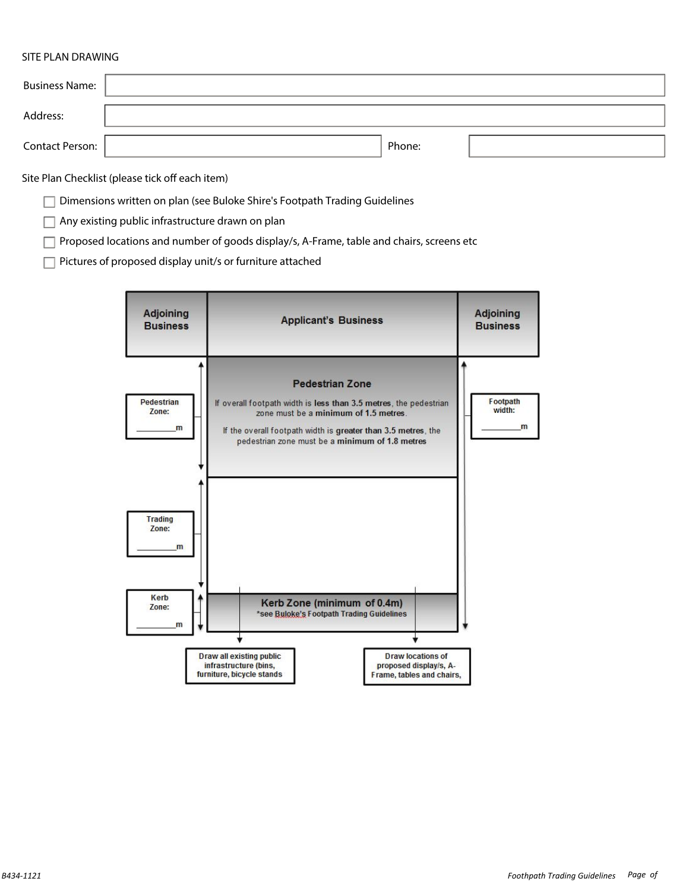SITE PLAN DRAWING

| | |
|---|---|
| Business Name: | |
| Address: | |
| Contact Person: | Phone: |

Site Plan Checklist (please tick off each item)

- ☐ Dimensions written on plan (see Buloke Shire's Footpath Trading Guidelines
- ☐ Any existing public infrastructure drawn on plan
- ☐ Proposed locations and number of goods display/s, A-Frame, table and chairs, screens etc
- ☐ Pictures of proposed display unit/s or furniture attached

Adjoining Business

Applicant's Business

Adjoining Business

Pedestrian Zone: _________m

**Pedestrian Zone**

If overall footpath width is **less than 3.5 metres**, the pedestrian zone must be a **minimum of 1.5 metres**.

If the overall footpath width is **greater than 3.5 metres**, the pedestrian zone must be a **minimum of 1.8 metres**

Footpath width: _________m

Trading Zone: _________m

Kerb Zone: _________m

**Kerb Zone (minimum of 0.4m)**
*see Buloke's Footpath Trading Guidelines

Draw all existing public infrastructure (bins, furniture, bicycle stands

Draw locations of proposed display/s, A-Frame, tables and chairs,